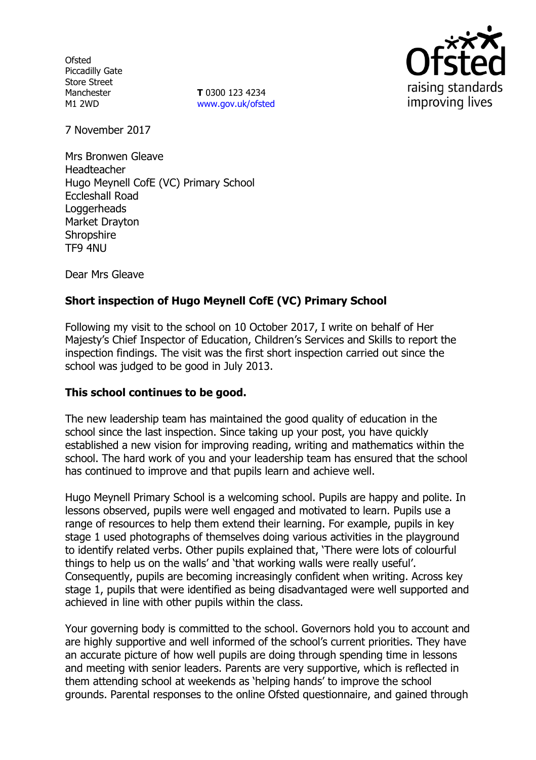Ofsted
Piccadilly Gate
Store Street
Manchester
M1 2WD

**T** 0300 123 4234
www.gov.uk/ofsted

7 November 2017

Mrs Bronwen Gleave
Headteacher
Hugo Meynell CofE (VC) Primary School
Eccleshall Road
Loggerheads
Market Drayton
Shropshire
TF9 4NU

Dear Mrs Gleave

**Short inspection of Hugo Meynell CofE (VC) Primary School**

Following my visit to the school on 10 October 2017, I write on behalf of Her Majesty's Chief Inspector of Education, Children's Services and Skills to report the inspection findings. The visit was the first short inspection carried out since the school was judged to be good in July 2013.

**This school continues to be good.**

The new leadership team has maintained the good quality of education in the school since the last inspection. Since taking up your post, you have quickly established a new vision for improving reading, writing and mathematics within the school. The hard work of you and your leadership team has ensured that the school has continued to improve and that pupils learn and achieve well.

Hugo Meynell Primary School is a welcoming school. Pupils are happy and polite. In lessons observed, pupils were well engaged and motivated to learn. Pupils use a range of resources to help them extend their learning. For example, pupils in key stage 1 used photographs of themselves doing various activities in the playground to identify related verbs. Other pupils explained that, 'There were lots of colourful things to help us on the walls' and 'that working walls were really useful'. Consequently, pupils are becoming increasingly confident when writing. Across key stage 1, pupils that were identified as being disadvantaged were well supported and achieved in line with other pupils within the class.

Your governing body is committed to the school. Governors hold you to account and are highly supportive and well informed of the school's current priorities. They have an accurate picture of how well pupils are doing through spending time in lessons and meeting with senior leaders. Parents are very supportive, which is reflected in them attending school at weekends as 'helping hands' to improve the school grounds. Parental responses to the online Ofsted questionnaire, and gained through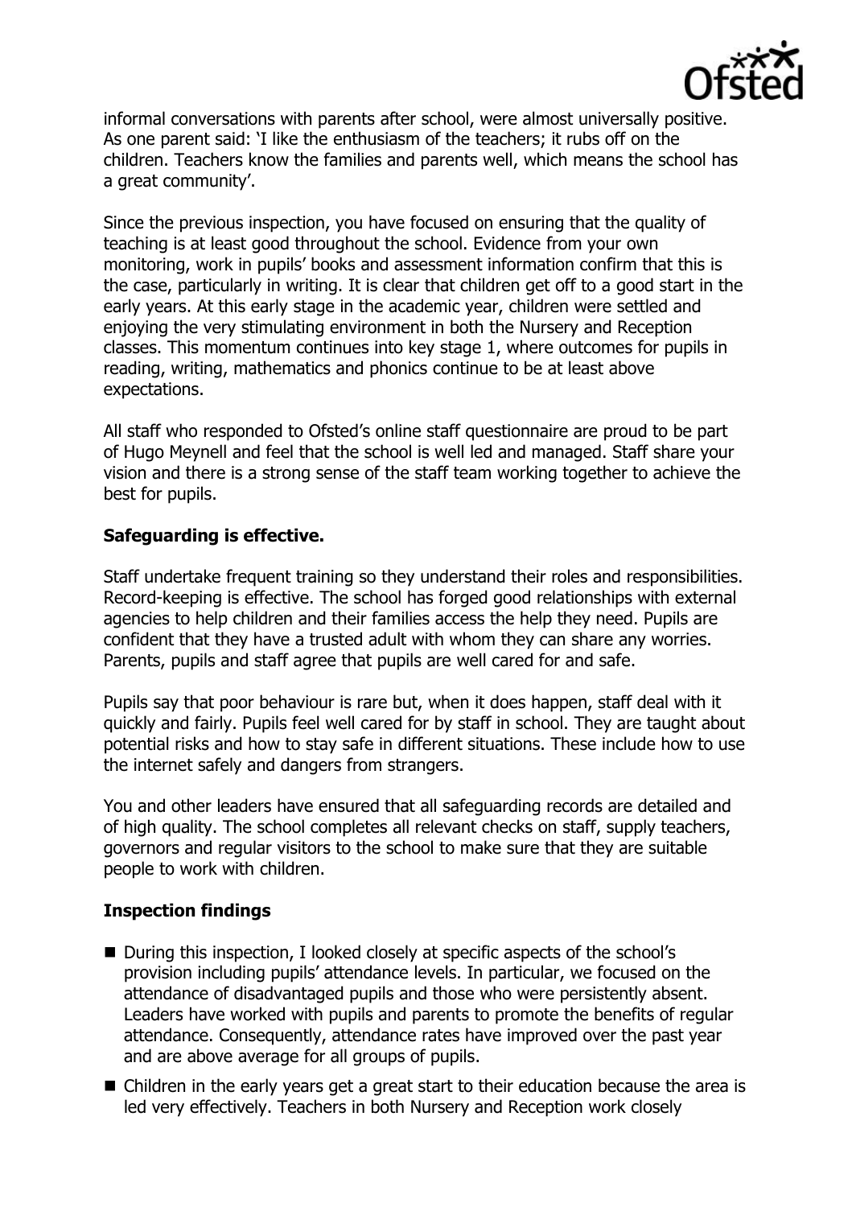informal conversations with parents after school, were almost universally positive. As one parent said: 'I like the enthusiasm of the teachers; it rubs off on the children. Teachers know the families and parents well, which means the school has a great community'.

Since the previous inspection, you have focused on ensuring that the quality of teaching is at least good throughout the school. Evidence from your own monitoring, work in pupils' books and assessment information confirm that this is the case, particularly in writing. It is clear that children get off to a good start in the early years. At this early stage in the academic year, children were settled and enjoying the very stimulating environment in both the Nursery and Reception classes. This momentum continues into key stage 1, where outcomes for pupils in reading, writing, mathematics and phonics continue to be at least above expectations.

All staff who responded to Ofsted's online staff questionnaire are proud to be part of Hugo Meynell and feel that the school is well led and managed. Staff share your vision and there is a strong sense of the staff team working together to achieve the best for pupils.

**Safeguarding is effective.**

Staff undertake frequent training so they understand their roles and responsibilities. Record-keeping is effective. The school has forged good relationships with external agencies to help children and their families access the help they need. Pupils are confident that they have a trusted adult with whom they can share any worries. Parents, pupils and staff agree that pupils are well cared for and safe.

Pupils say that poor behaviour is rare but, when it does happen, staff deal with it quickly and fairly. Pupils feel well cared for by staff in school. They are taught about potential risks and how to stay safe in different situations. These include how to use the internet safely and dangers from strangers.

You and other leaders have ensured that all safeguarding records are detailed and of high quality. The school completes all relevant checks on staff, supply teachers, governors and regular visitors to the school to make sure that they are suitable people to work with children.

**Inspection findings**

- During this inspection, I looked closely at specific aspects of the school's provision including pupils' attendance levels. In particular, we focused on the attendance of disadvantaged pupils and those who were persistently absent. Leaders have worked with pupils and parents to promote the benefits of regular attendance. Consequently, attendance rates have improved over the past year and are above average for all groups of pupils.
- Children in the early years get a great start to their education because the area is led very effectively. Teachers in both Nursery and Reception work closely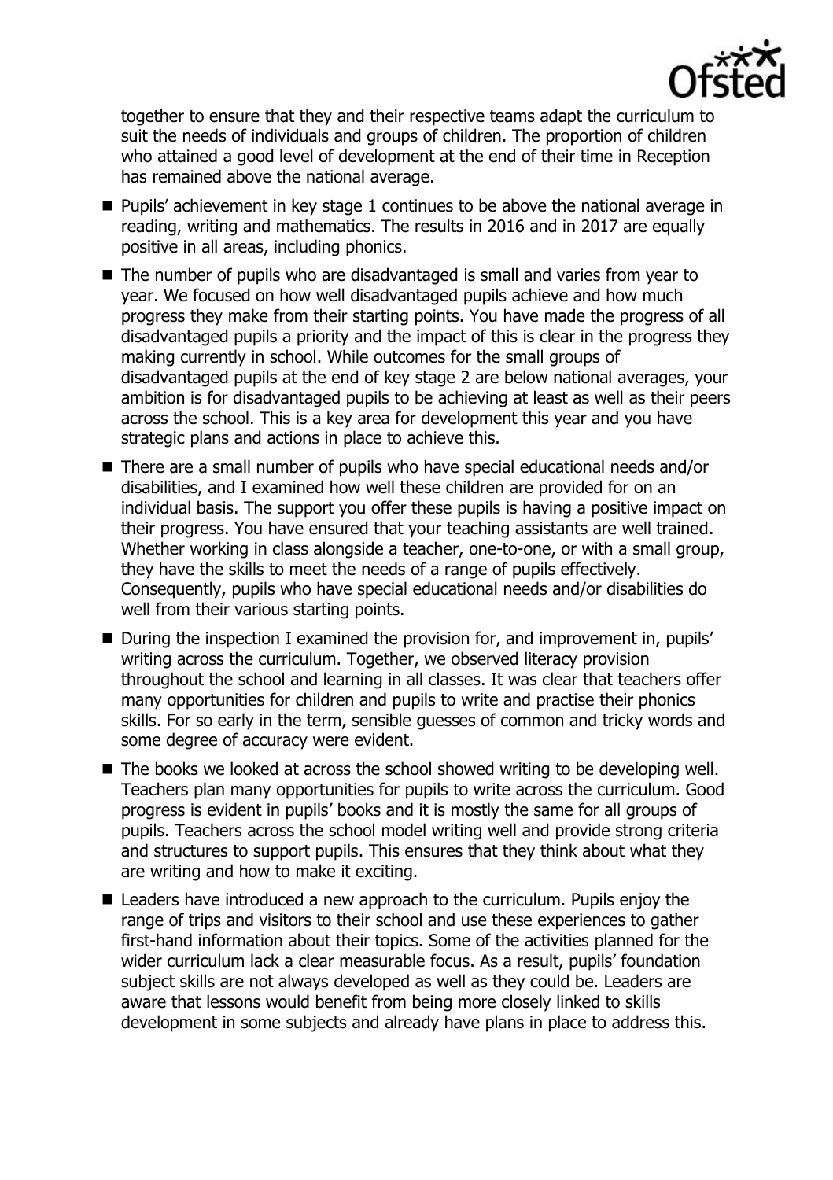together to ensure that they and their respective teams adapt the curriculum to suit the needs of individuals and groups of children. The proportion of children who attained a good level of development at the end of their time in Reception has remained above the national average.

- Pupils' achievement in key stage 1 continues to be above the national average in reading, writing and mathematics. The results in 2016 and in 2017 are equally positive in all areas, including phonics.
- The number of pupils who are disadvantaged is small and varies from year to year. We focused on how well disadvantaged pupils achieve and how much progress they make from their starting points. You have made the progress of all disadvantaged pupils a priority and the impact of this is clear in the progress they making currently in school. While outcomes for the small groups of disadvantaged pupils at the end of key stage 2 are below national averages, your ambition is for disadvantaged pupils to be achieving at least as well as their peers across the school. This is a key area for development this year and you have strategic plans and actions in place to achieve this.
- There are a small number of pupils who have special educational needs and/or disabilities, and I examined how well these children are provided for on an individual basis. The support you offer these pupils is having a positive impact on their progress. You have ensured that your teaching assistants are well trained. Whether working in class alongside a teacher, one-to-one, or with a small group, they have the skills to meet the needs of a range of pupils effectively. Consequently, pupils who have special educational needs and/or disabilities do well from their various starting points.
- During the inspection I examined the provision for, and improvement in, pupils' writing across the curriculum. Together, we observed literacy provision throughout the school and learning in all classes. It was clear that teachers offer many opportunities for children and pupils to write and practise their phonics skills. For so early in the term, sensible guesses of common and tricky words and some degree of accuracy were evident.
- The books we looked at across the school showed writing to be developing well. Teachers plan many opportunities for pupils to write across the curriculum. Good progress is evident in pupils' books and it is mostly the same for all groups of pupils. Teachers across the school model writing well and provide strong criteria and structures to support pupils. This ensures that they think about what they are writing and how to make it exciting.
- Leaders have introduced a new approach to the curriculum. Pupils enjoy the range of trips and visitors to their school and use these experiences to gather first-hand information about their topics. Some of the activities planned for the wider curriculum lack a clear measurable focus. As a result, pupils' foundation subject skills are not always developed as well as they could be. Leaders are aware that lessons would benefit from being more closely linked to skills development in some subjects and already have plans in place to address this.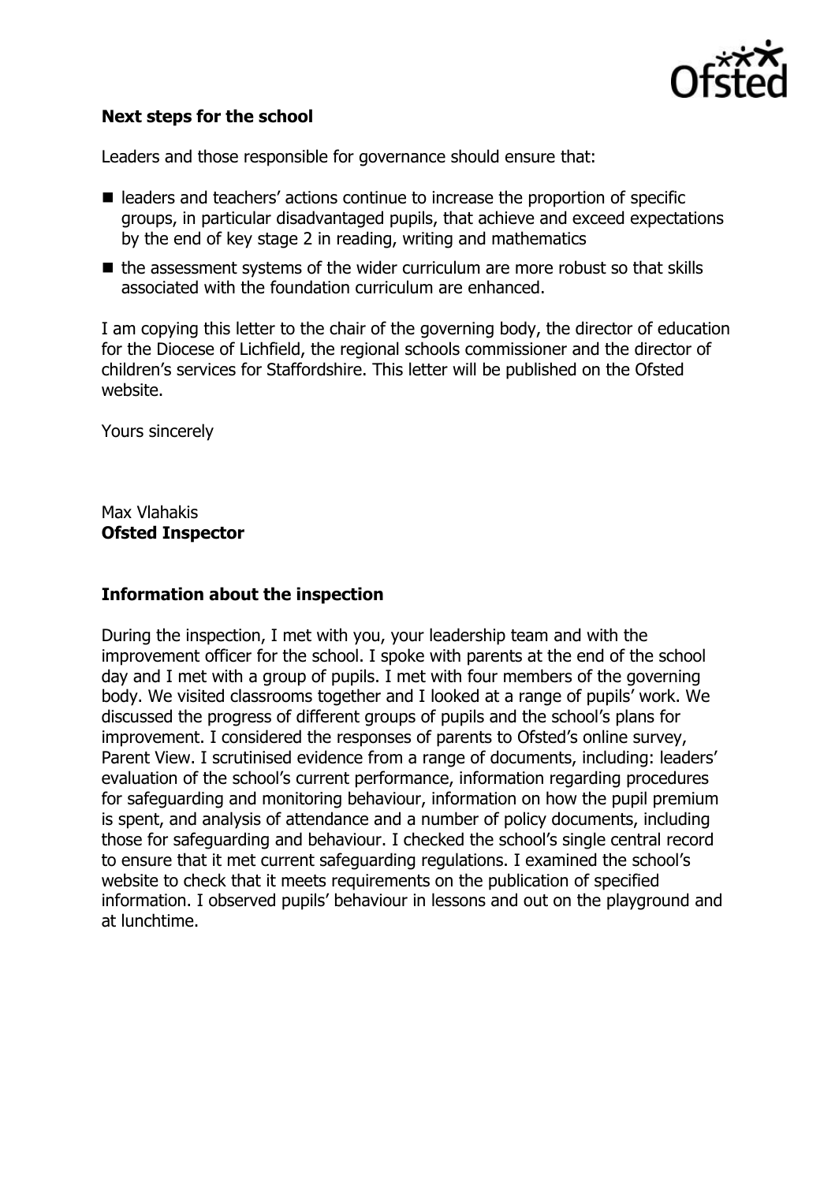### Next steps for the school

Leaders and those responsible for governance should ensure that:

- leaders and teachers' actions continue to increase the proportion of specific groups, in particular disadvantaged pupils, that achieve and exceed expectations by the end of key stage 2 in reading, writing and mathematics
- the assessment systems of the wider curriculum are more robust so that skills associated with the foundation curriculum are enhanced.

I am copying this letter to the chair of the governing body, the director of education for the Diocese of Lichfield, the regional schools commissioner and the director of children's services for Staffordshire. This letter will be published on the Ofsted website.

Yours sincerely

Max Vlahakis
**Ofsted Inspector**

### Information about the inspection

During the inspection, I met with you, your leadership team and with the improvement officer for the school. I spoke with parents at the end of the school day and I met with a group of pupils. I met with four members of the governing body. We visited classrooms together and I looked at a range of pupils' work. We discussed the progress of different groups of pupils and the school's plans for improvement. I considered the responses of parents to Ofsted's online survey, Parent View. I scrutinised evidence from a range of documents, including: leaders' evaluation of the school's current performance, information regarding procedures for safeguarding and monitoring behaviour, information on how the pupil premium is spent, and analysis of attendance and a number of policy documents, including those for safeguarding and behaviour. I checked the school's single central record to ensure that it met current safeguarding regulations. I examined the school's website to check that it meets requirements on the publication of specified information. I observed pupils' behaviour in lessons and out on the playground and at lunchtime.